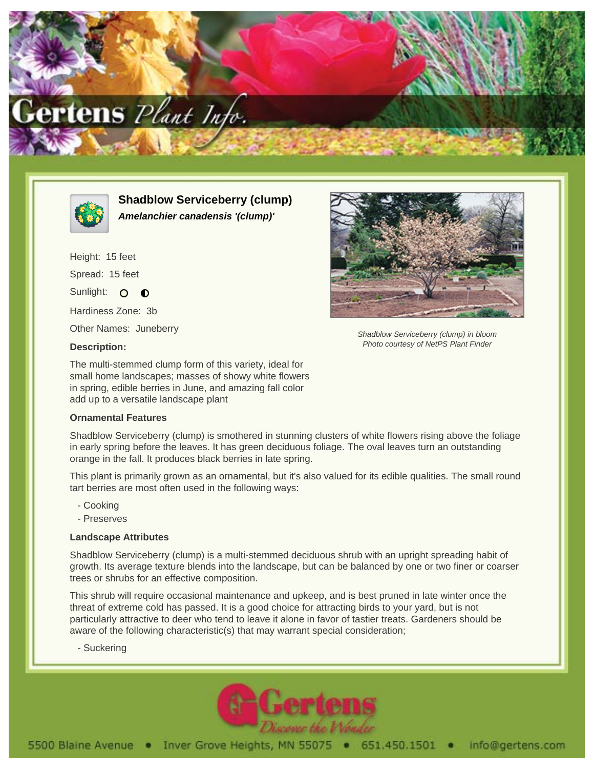# Shadblow Serviceberry (clump)

***Amelanchier canadensis '(clump)'***

Height: 15 feet

Spread: 15 feet

Sunlight: ○ ◐

Hardiness Zone: 3b

Other Names: Juneberry

*Shadblow Serviceberry (clump) in bloom*
*Photo courtesy of NetPS Plant Finder*

### Description:

The multi-stemmed clump form of this variety, ideal for small home landscapes; masses of showy white flowers in spring, edible berries in June, and amazing fall color add up to a versatile landscape plant

### Ornamental Features

Shadblow Serviceberry (clump) is smothered in stunning clusters of white flowers rising above the foliage in early spring before the leaves. It has green deciduous foliage. The oval leaves turn an outstanding orange in the fall. It produces black berries in late spring.

This plant is primarily grown as an ornamental, but it's also valued for its edible qualities. The small round tart berries are most often used in the following ways:

- Cooking
- Preserves

### Landscape Attributes

Shadblow Serviceberry (clump) is a multi-stemmed deciduous shrub with an upright spreading habit of growth. Its average texture blends into the landscape, but can be balanced by one or two finer or coarser trees or shrubs for an effective composition.

This shrub will require occasional maintenance and upkeep, and is best pruned in late winter once the threat of extreme cold has passed. It is a good choice for attracting birds to your yard, but is not particularly attractive to deer who tend to leave it alone in favor of tastier treats. Gardeners should be aware of the following characteristic(s) that may warrant special consideration;

- Suckering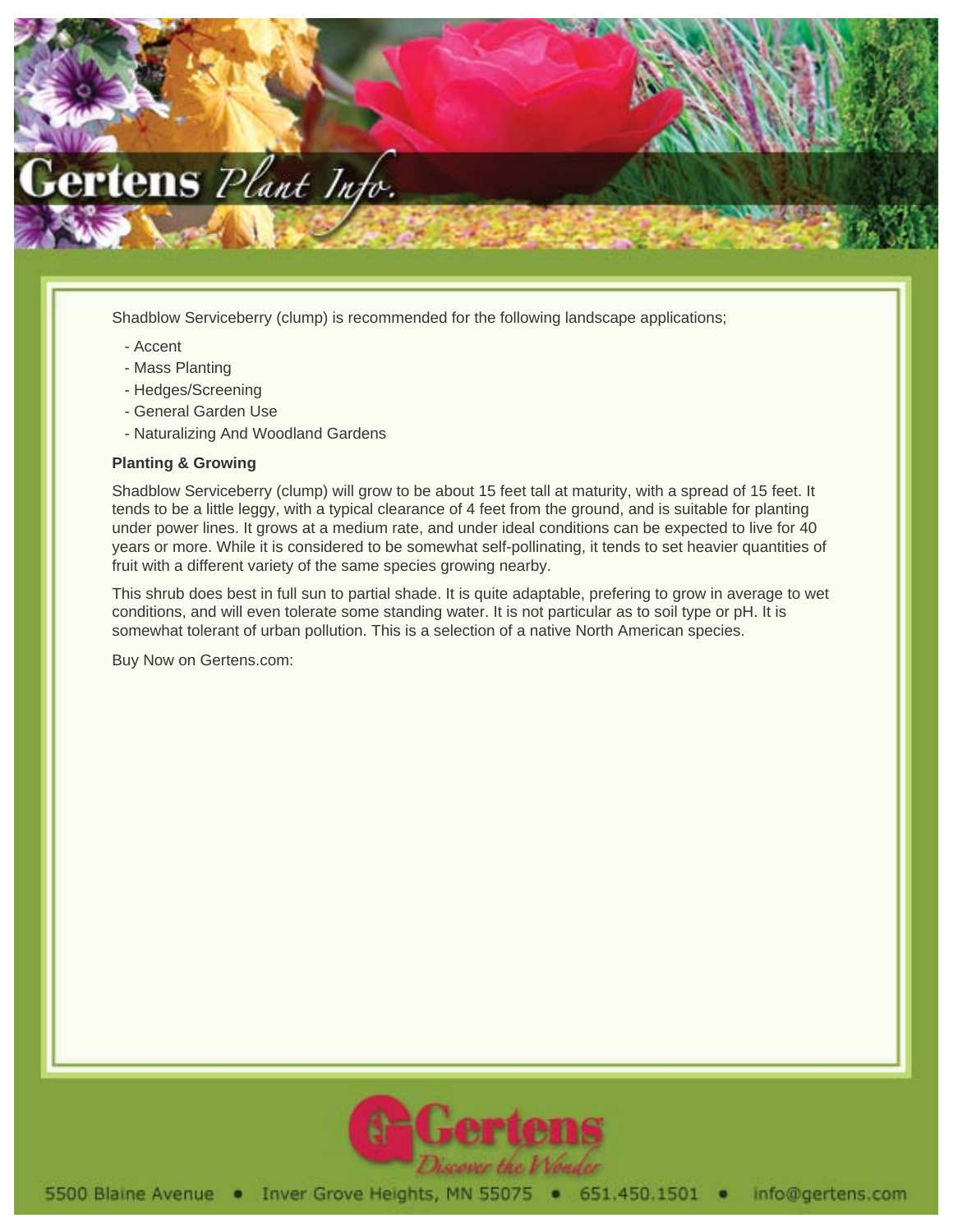Shadblow Serviceberry (clump) is recommended for the following landscape applications;

- Accent
- Mass Planting
- Hedges/Screening
- General Garden Use
- Naturalizing And Woodland Gardens

**Planting & Growing**

Shadblow Serviceberry (clump) will grow to be about 15 feet tall at maturity, with a spread of 15 feet. It tends to be a little leggy, with a typical clearance of 4 feet from the ground, and is suitable for planting under power lines. It grows at a medium rate, and under ideal conditions can be expected to live for 40 years or more. While it is considered to be somewhat self-pollinating, it tends to set heavier quantities of fruit with a different variety of the same species growing nearby.

This shrub does best in full sun to partial shade. It is quite adaptable, prefering to grow in average to wet conditions, and will even tolerate some standing water. It is not particular as to soil type or pH. It is somewhat tolerant of urban pollution. This is a selection of a native North American species.

Buy Now on Gertens.com: